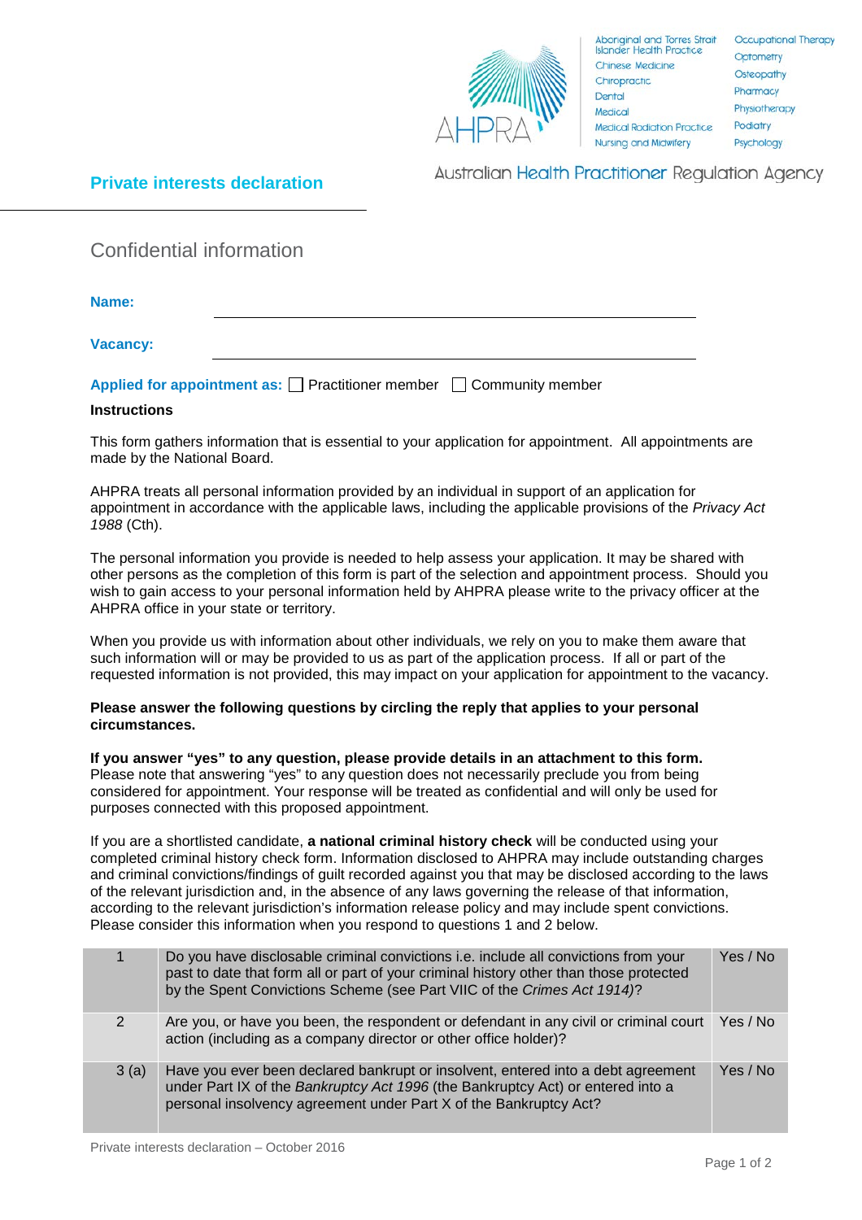AHPRA

Aboriginal and Torres Strait Islander Health Practice
Chinese Medicine
Chiropractic
Dental
Medical
Medical Radiation Practice
Nursing and Midwifery
Occupational Therapy
Optometry
Osteopathy
Pharmacy
Physiotherapy
Podiatry
Psychology

Australian Health Practitioner Regulation Agency

# Private interests declaration

## Confidential information

**Name:** ______________________________

**Vacancy:** ______________________________

**Applied for appointment as:** ☐ Practitioner member ☐ Community member

**Instructions**

This form gathers information that is essential to your application for appointment. All appointments are made by the National Board.

AHPRA treats all personal information provided by an individual in support of an application for appointment in accordance with the applicable laws, including the applicable provisions of the *Privacy Act 1988* (Cth).

The personal information you provide is needed to help assess your application. It may be shared with other persons as the completion of this form is part of the selection and appointment process. Should you wish to gain access to your personal information held by AHPRA please write to the privacy officer at the AHPRA office in your state or territory.

When you provide us with information about other individuals, we rely on you to make them aware that such information will or may be provided to us as part of the application process. If all or part of the requested information is not provided, this may impact on your application for appointment to the vacancy.

**Please answer the following questions by circling the reply that applies to your personal circumstances.**

**If you answer "yes" to any question, please provide details in an attachment to this form.** Please note that answering "yes" to any question does not necessarily preclude you from being considered for appointment. Your response will be treated as confidential and will only be used for purposes connected with this proposed appointment.

If you are a shortlisted candidate, **a national criminal history check** will be conducted using your completed criminal history check form. Information disclosed to AHPRA may include outstanding charges and criminal convictions/findings of guilt recorded against you that may be disclosed according to the laws of the relevant jurisdiction and, in the absence of any laws governing the release of that information, according to the relevant jurisdiction's information release policy and may include spent convictions. Please consider this information when you respond to questions 1 and 2 below.

| | | |
|---|---|---|
| 1 | Do you have disclosable criminal convictions i.e. include all convictions from your past to date that form all or part of your criminal history other than those protected by the Spent Convictions Scheme (see Part VIIC of the *Crimes Act 1914)*? | Yes / No |
| 2 | Are you, or have you been, the respondent or defendant in any civil or criminal court action (including as a company director or other office holder)? | Yes / No |
| 3 (a) | Have you ever been declared bankrupt or insolvent, entered into a debt agreement under Part IX of the *Bankruptcy Act 1996* (the Bankruptcy Act) or entered into a personal insolvency agreement under Part X of the Bankruptcy Act? | Yes / No |

Private interests declaration – October 2016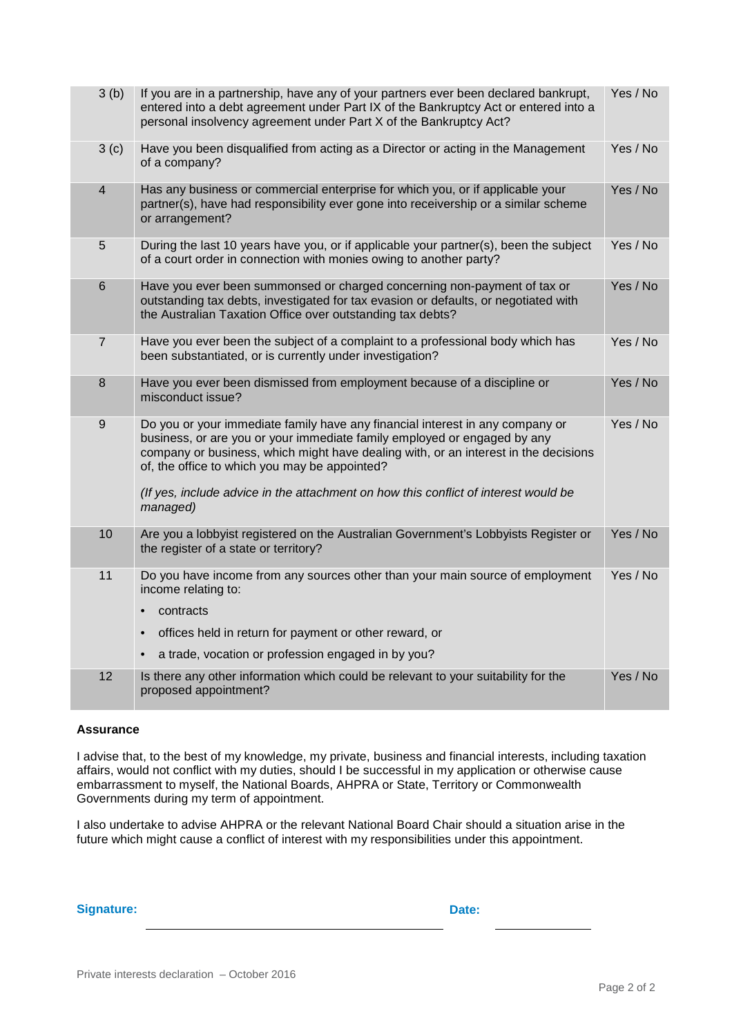| | | |
|---|---|---|
| 3 (b) | If you are in a partnership, have any of your partners ever been declared bankrupt, entered into a debt agreement under Part IX of the Bankruptcy Act or entered into a personal insolvency agreement under Part X of the Bankruptcy Act? | Yes / No |
| 3 (c) | Have you been disqualified from acting as a Director or acting in the Management of a company? | Yes / No |
| 4 | Has any business or commercial enterprise for which you, or if applicable your partner(s), have had responsibility ever gone into receivership or a similar scheme or arrangement? | Yes / No |
| 5 | During the last 10 years have you, or if applicable your partner(s), been the subject of a court order in connection with monies owing to another party? | Yes / No |
| 6 | Have you ever been summonsed or charged concerning non-payment of tax or outstanding tax debts, investigated for tax evasion or defaults, or negotiated with the Australian Taxation Office over outstanding tax debts? | Yes / No |
| 7 | Have you ever been the subject of a complaint to a professional body which has been substantiated, or is currently under investigation? | Yes / No |
| 8 | Have you ever been dismissed from employment because of a discipline or misconduct issue? | Yes / No |
| 9 | Do you or your immediate family have any financial interest in any company or business, or are you or your immediate family employed or engaged by any company or business, which might have dealing with, or an interest in the decisions of, the office to which you may be appointed?<br><br>*(If yes, include advice in the attachment on how this conflict of interest would be managed)* | Yes / No |
| 10 | Are you a lobbyist registered on the Australian Government's Lobbyists Register or the register of a state or territory? | Yes / No |
| 11 | Do you have income from any sources other than your main source of employment income relating to:<br>• contracts<br>• offices held in return for payment or other reward, or<br>• a trade, vocation or profession engaged in by you? | Yes / No |
| 12 | Is there any other information which could be relevant to your suitability for the proposed appointment? | Yes / No |

**Assurance**

I advise that, to the best of my knowledge, my private, business and financial interests, including taxation affairs, would not conflict with my duties, should I be successful in my application or otherwise cause embarrassment to myself, the National Boards, AHPRA or State, Territory or Commonwealth Governments during my term of appointment.

I also undertake to advise AHPRA or the relevant National Board Chair should a situation arise in the future which might cause a conflict of interest with my responsibilities under this appointment.

**Signature:** ______________________________ **Date:** ______________

Private interests declaration – October 2016